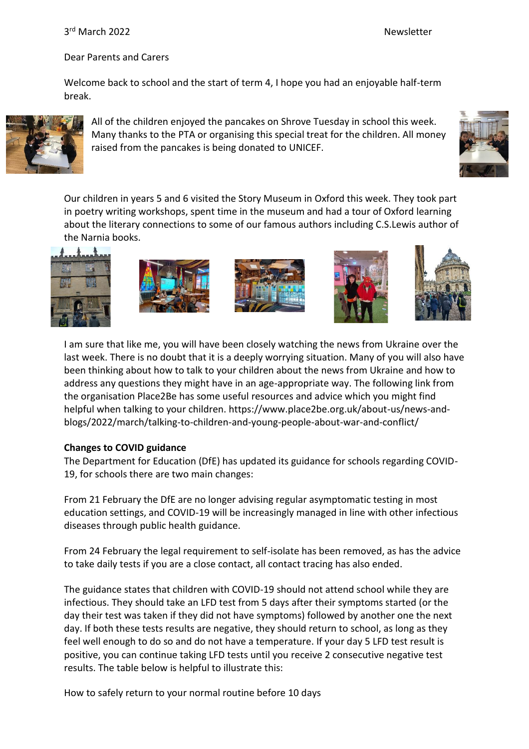3rd March 2022 Newsletter

Dear Parents and Carers

Welcome back to school and the start of term 4, I hope you had an enjoyable half-term break.

All of the children enjoyed the pancakes on Shrove Tuesday in school this week. Many thanks to the PTA or organising this special treat for the children. All money raised from the pancakes is being donated to UNICEF.

Our children in years 5 and 6 visited the Story Museum in Oxford this week. They took part in poetry writing workshops, spent time in the museum and had a tour of Oxford learning about the literary connections to some of our famous authors including C.S.Lewis author of the Narnia books.

I am sure that like me, you will have been closely watching the news from Ukraine over the last week. There is no doubt that it is a deeply worrying situation. Many of you will also have been thinking about how to talk to your children about the news from Ukraine and how to address any questions they might have in an age-appropriate way. The following link from the organisation Place2Be has some useful resources and advice which you might find helpful when talking to your children. https://www.place2be.org.uk/about-us/news-and-blogs/2022/march/talking-to-children-and-young-people-about-war-and-conflict/

**Changes to COVID guidance**

The Department for Education (DfE) has updated its guidance for schools regarding COVID-19, for schools there are two main changes:

From 21 February the DfE are no longer advising regular asymptomatic testing in most education settings, and COVID-19 will be increasingly managed in line with other infectious diseases through public health guidance.

From 24 February the legal requirement to self-isolate has been removed, as has the advice to take daily tests if you are a close contact, all contact tracing has also ended.

The guidance states that children with COVID-19 should not attend school while they are infectious. They should take an LFD test from 5 days after their symptoms started (or the day their test was taken if they did not have symptoms) followed by another one the next day. If both these tests results are negative, they should return to school, as long as they feel well enough to do so and do not have a temperature. If your day 5 LFD test result is positive, you can continue taking LFD tests until you receive 2 consecutive negative test results. The table below is helpful to illustrate this:

How to safely return to your normal routine before 10 days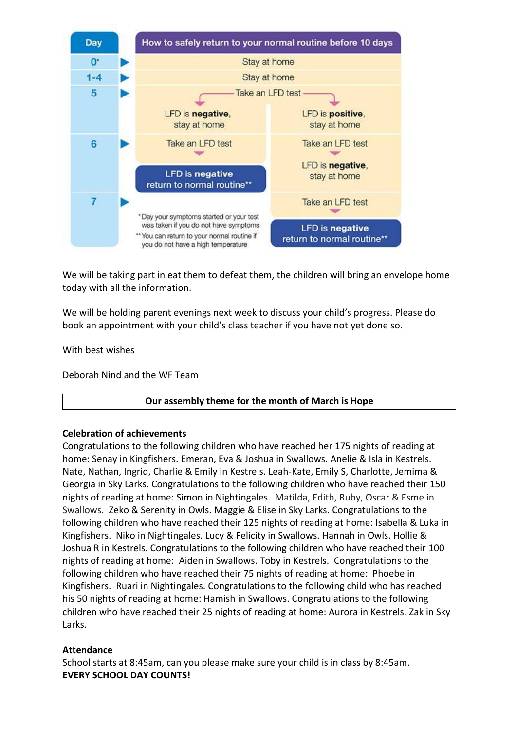| Day | How to safely return to your normal routine before 10 days | |
|---|---|---|
| 0* | Stay at home | |
| 1-4 | Stay at home | |
| 5 | Take an LFD test | |
| | LFD is **negative**, stay at home | LFD is **positive**, stay at home |
| 6 | Take an LFD test | Take an LFD test |
| | **LFD is negative** return to normal routine** | LFD is **negative**, stay at home |
| 7 | | Take an LFD test |
| | | **LFD is negative** return to normal routine** |

*Day your symptoms started or your test was taken if you do not have symptoms

**You can return to your normal routine if you do not have a high temperature

We will be taking part in eat them to defeat them, the children will bring an envelope home today with all the information.

We will be holding parent evenings next week to discuss your child's progress. Please do book an appointment with your child's class teacher if you have not yet done so.

With best wishes

Deborah Nind and the WF Team

**Our assembly theme for the month of March is Hope**

**Celebration of achievements**

Congratulations to the following children who have reached her 175 nights of reading at home: Senay in Kingfishers. Emeran, Eva & Joshua in Swallows. Anelie & Isla in Kestrels. Nate, Nathan, Ingrid, Charlie & Emily in Kestrels. Leah-Kate, Emily S, Charlotte, Jemima & Georgia in Sky Larks. Congratulations to the following children who have reached their 150 nights of reading at home: Simon in Nightingales. Matilda, Edith, Ruby, Oscar & Esme in Swallows. Zeko & Serenity in Owls. Maggie & Elise in Sky Larks. Congratulations to the following children who have reached their 125 nights of reading at home: Isabella & Luka in Kingfishers. Niko in Nightingales. Lucy & Felicity in Swallows. Hannah in Owls. Hollie & Joshua R in Kestrels. Congratulations to the following children who have reached their 100 nights of reading at home: Aiden in Swallows. Toby in Kestrels. Congratulations to the following children who have reached their 75 nights of reading at home: Phoebe in Kingfishers. Ruari in Nightingales. Congratulations to the following child who has reached his 50 nights of reading at home: Hamish in Swallows. Congratulations to the following children who have reached their 25 nights of reading at home: Aurora in Kestrels. Zak in Sky Larks.

**Attendance**

School starts at 8:45am, can you please make sure your child is in class by 8:45am.
**EVERY SCHOOL DAY COUNTS!**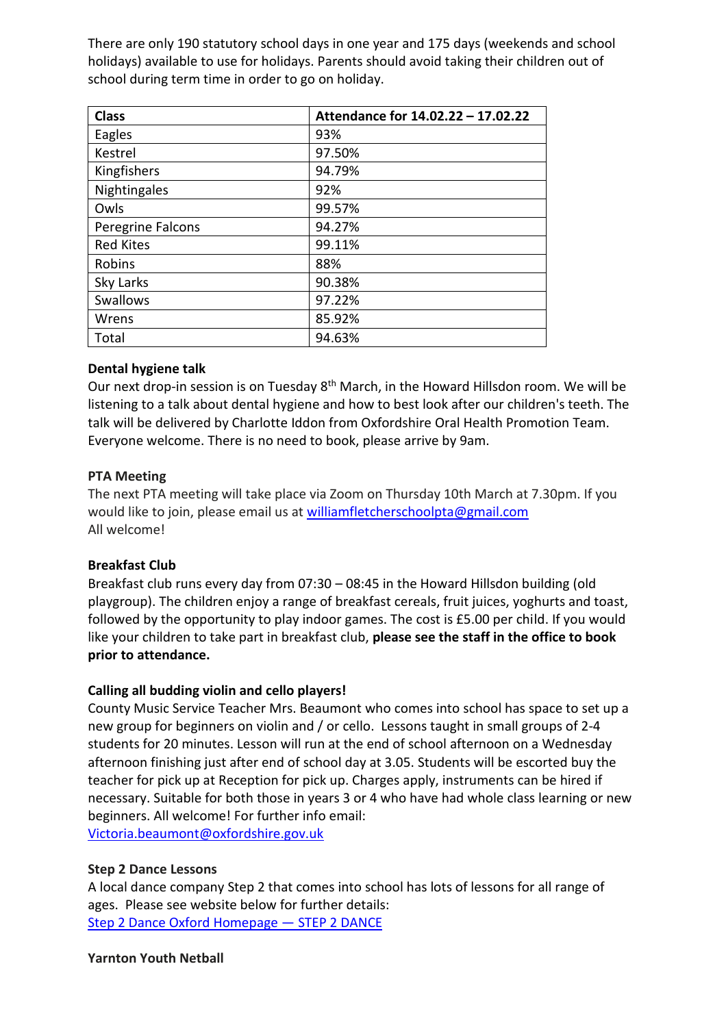There are only 190 statutory school days in one year and 175 days (weekends and school holidays) available to use for holidays. Parents should avoid taking their children out of school during term time in order to go on holiday.

| Class | Attendance for 14.02.22 – 17.02.22 |
|---|---|
| Eagles | 93% |
| Kestrel | 97.50% |
| Kingfishers | 94.79% |
| Nightingales | 92% |
| Owls | 99.57% |
| Peregrine Falcons | 94.27% |
| Red Kites | 99.11% |
| Robins | 88% |
| Sky Larks | 90.38% |
| Swallows | 97.22% |
| Wrens | 85.92% |
| Total | 94.63% |

**Dental hygiene talk**

Our next drop-in session is on Tuesday 8th March, in the Howard Hillsdon room. We will be listening to a talk about dental hygiene and how to best look after our children's teeth. The talk will be delivered by Charlotte Iddon from Oxfordshire Oral Health Promotion Team. Everyone welcome. There is no need to book, please arrive by 9am.

**PTA Meeting**

The next PTA meeting will take place via Zoom on Thursday 10th March at 7.30pm. If you would like to join, please email us at williamfletcherschoolpta@gmail.com
All welcome!

**Breakfast Club**

Breakfast club runs every day from 07:30 – 08:45 in the Howard Hillsdon building (old playgroup). The children enjoy a range of breakfast cereals, fruit juices, yoghurts and toast, followed by the opportunity to play indoor games. The cost is £5.00 per child. If you would like your children to take part in breakfast club, **please see the staff in the office to book prior to attendance.**

**Calling all budding violin and cello players!**

County Music Service Teacher Mrs. Beaumont who comes into school has space to set up a new group for beginners on violin and / or cello. Lessons taught in small groups of 2-4 students for 20 minutes. Lesson will run at the end of school afternoon on a Wednesday afternoon finishing just after end of school day at 3.05. Students will be escorted buy the teacher for pick up at Reception for pick up. Charges apply, instruments can be hired if necessary. Suitable for both those in years 3 or 4 who have had whole class learning or new beginners. All welcome! For further info email:
Victoria.beaumont@oxfordshire.gov.uk

**Step 2 Dance Lessons**

A local dance company Step 2 that comes into school has lots of lessons for all range of ages. Please see website below for further details:
Step 2 Dance Oxford Homepage — STEP 2 DANCE

**Yarnton Youth Netball**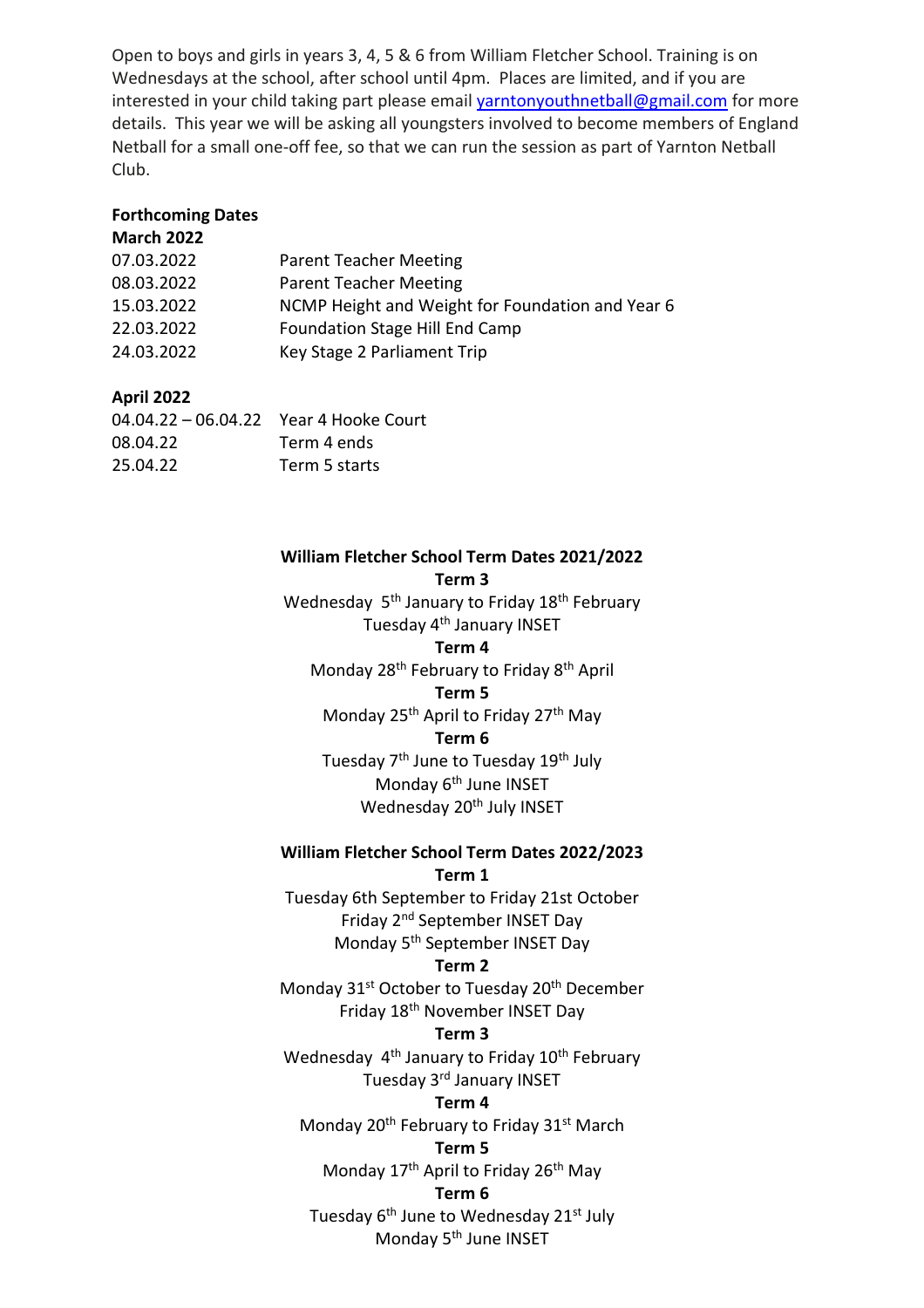Open to boys and girls in years 3, 4, 5 & 6 from William Fletcher School. Training is on Wednesdays at the school, after school until 4pm. Places are limited, and if you are interested in your child taking part please email yarntonyouthnetball@gmail.com for more details. This year we will be asking all youngsters involved to become members of England Netball for a small one-off fee, so that we can run the session as part of Yarnton Netball Club.

**Forthcoming Dates**

**March 2022**

| | |
|---|---|
| 07.03.2022 | Parent Teacher Meeting |
| 08.03.2022 | Parent Teacher Meeting |
| 15.03.2022 | NCMP Height and Weight for Foundation and Year 6 |
| 22.03.2022 | Foundation Stage Hill End Camp |
| 24.03.2022 | Key Stage 2 Parliament Trip |

**April 2022**

| | |
|---|---|
| 04.04.22 – 06.04.22 | Year 4 Hooke Court |
| 08.04.22 | Term 4 ends |
| 25.04.22 | Term 5 starts |

**William Fletcher School Term Dates 2021/2022**

**Term 3**

Wednesday 5th January to Friday 18th February

Tuesday 4th January INSET

**Term 4**

Monday 28th February to Friday 8th April

**Term 5**

Monday 25th April to Friday 27th May

**Term 6**

Tuesday 7th June to Tuesday 19th July

Monday 6th June INSET

Wednesday 20th July INSET

**William Fletcher School Term Dates 2022/2023**

**Term 1**

Tuesday 6th September to Friday 21st October

Friday 2nd September INSET Day

Monday 5th September INSET Day

**Term 2**

Monday 31st October to Tuesday 20th December

Friday 18th November INSET Day

**Term 3**

Wednesday 4th January to Friday 10th February

Tuesday 3rd January INSET

**Term 4**

Monday 20th February to Friday 31st March

**Term 5**

Monday 17th April to Friday 26th May

**Term 6**

Tuesday 6th June to Wednesday 21st July

Monday 5th June INSET